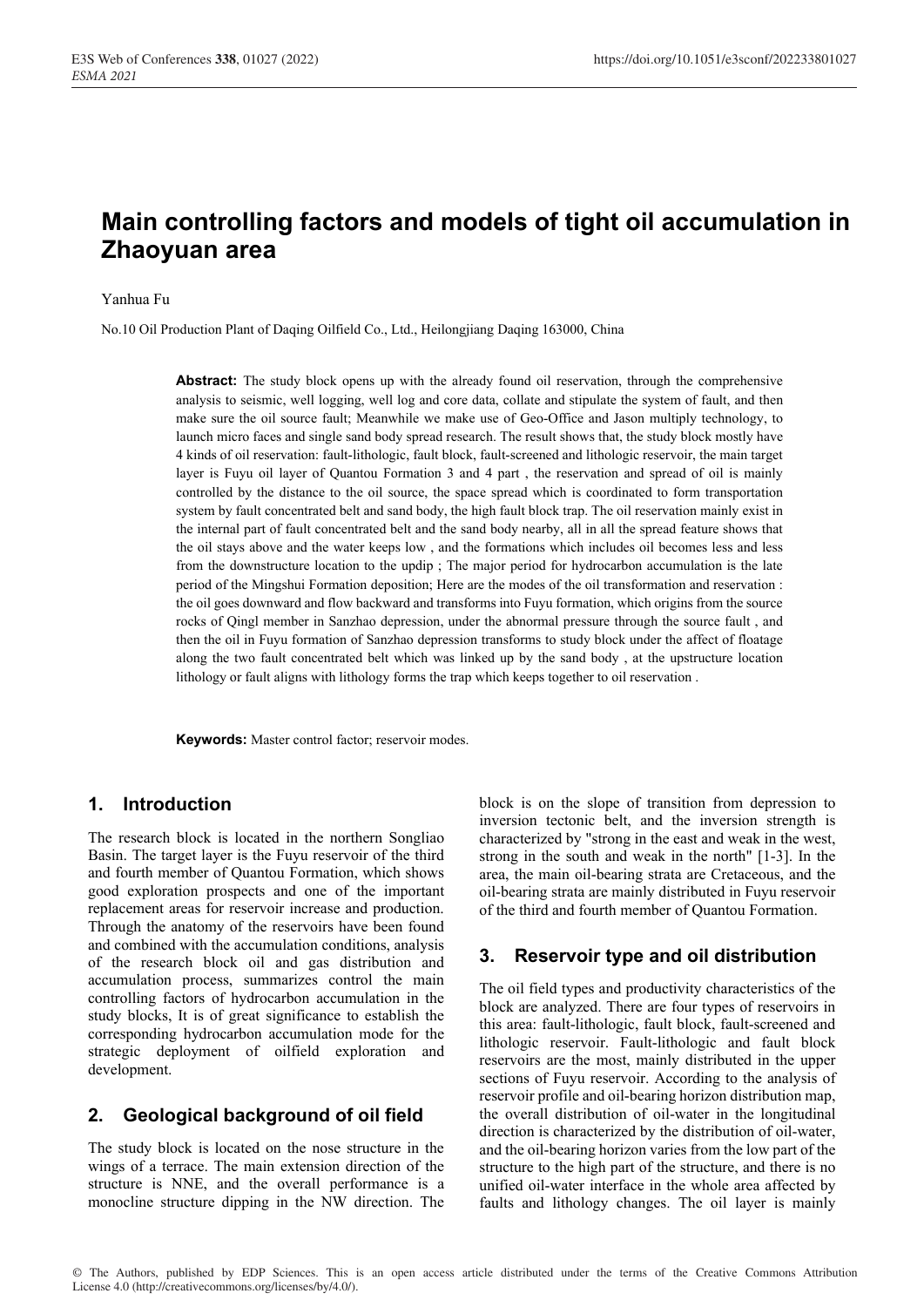# Main controlling factors and models of tight oil accumulation in Zhaoyuan area

Yanhua Fu

No.10 Oil Production Plant of Daqing Oilfield Co., Ltd., Heilongjiang Daqing 163000, China

**Abstract:** The study block opens up with the already found oil reservation, through the comprehensive analysis to seismic, well logging, well log and core data, collate and stipulate the system of fault, and then make sure the oil source fault; Meanwhile we make use of Geo-Office and Jason multiply technology, to launch micro faces and single sand body spread research. The result shows that, the study block mostly have 4 kinds of oil reservation: fault-lithologic, fault block, fault-screened and lithologic reservoir, the main target layer is Fuyu oil layer of Quantou Formation 3 and 4 part , the reservation and spread of oil is mainly controlled by the distance to the oil source, the space spread which is coordinated to form transportation system by fault concentrated belt and sand body, the high fault block trap. The oil reservation mainly exist in the internal part of fault concentrated belt and the sand body nearby, all in all the spread feature shows that the oil stays above and the water keeps low , and the formations which includes oil becomes less and less from the downstructure location to the updip ; The major period for hydrocarbon accumulation is the late period of the Mingshui Formation deposition; Here are the modes of the oil transformation and reservation : the oil goes downward and flow backward and transforms into Fuyu formation, which origins from the source rocks of Qingl member in Sanzhao depression, under the abnormal pressure through the source fault , and then the oil in Fuyu formation of Sanzhao depression transforms to study block under the affect of floatage along the two fault concentrated belt which was linked up by the sand body , at the upstructure location lithology or fault aligns with lithology forms the trap which keeps together to oil reservation .

**Keywords:** Master control factor; reservoir modes.

## 1. Introduction

The research block is located in the northern Songliao Basin. The target layer is the Fuyu reservoir of the third and fourth member of Quantou Formation, which shows good exploration prospects and one of the important replacement areas for reservoir increase and production. Through the anatomy of the reservoirs have been found and combined with the accumulation conditions, analysis of the research block oil and gas distribution and accumulation process, summarizes control the main controlling factors of hydrocarbon accumulation in the study blocks, It is of great significance to establish the corresponding hydrocarbon accumulation mode for the strategic deployment of oilfield exploration and development.

## 2. Geological background of oil field

The study block is located on the nose structure in the wings of a terrace. The main extension direction of the structure is NNE, and the overall performance is a monocline structure dipping in the NW direction. The block is on the slope of transition from depression to inversion tectonic belt, and the inversion strength is characterized by "strong in the east and weak in the west, strong in the south and weak in the north" [1-3]. In the area, the main oil-bearing strata are Cretaceous, and the oil-bearing strata are mainly distributed in Fuyu reservoir of the third and fourth member of Quantou Formation.

## 3. Reservoir type and oil distribution

The oil field types and productivity characteristics of the block are analyzed. There are four types of reservoirs in this area: fault-lithologic, fault block, fault-screened and lithologic reservoir. Fault-lithologic and fault block reservoirs are the most, mainly distributed in the upper sections of Fuyu reservoir. According to the analysis of reservoir profile and oil-bearing horizon distribution map, the overall distribution of oil-water in the longitudinal direction is characterized by the distribution of oil-water, and the oil-bearing horizon varies from the low part of the structure to the high part of the structure, and there is no unified oil-water interface in the whole area affected by faults and lithology changes. The oil layer is mainly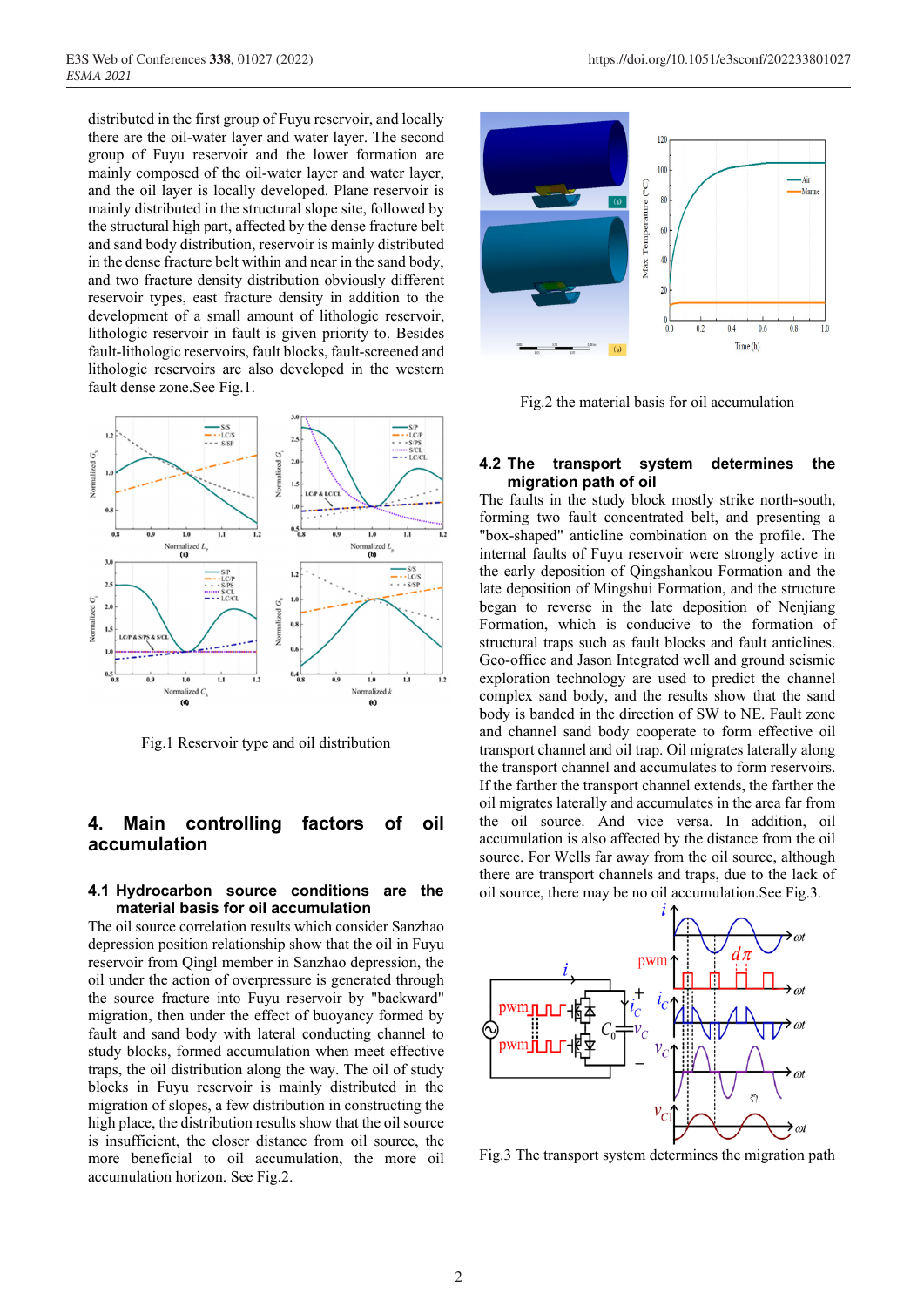distributed in the first group of Fuyu reservoir, and locally there are the oil-water layer and water layer. The second group of Fuyu reservoir and the lower formation are mainly composed of the oil-water layer and water layer, and the oil layer is locally developed. Plane reservoir is mainly distributed in the structural slope site, followed by the structural high part, affected by the dense fracture belt and sand body distribution, reservoir is mainly distributed in the dense fracture belt within and near in the sand body, and two fracture density distribution obviously different reservoir types, east fracture density in addition to the development of a small amount of lithologic reservoir, lithologic reservoir in fault is given priority to. Besides fault-lithologic reservoirs, fault blocks, fault-screened and lithologic reservoirs are also developed in the western fault dense zone.See Fig.1.

Fig.1 Reservoir type and oil distribution

# 4. Main controlling factors of oil accumulation

## 4.1 Hydrocarbon source conditions are the material basis for oil accumulation

The oil source correlation results which consider Sanzhao depression position relationship show that the oil in Fuyu reservoir from Qingl member in Sanzhao depression, the oil under the action of overpressure is generated through the source fracture into Fuyu reservoir by "backward" migration, then under the effect of buoyancy formed by fault and sand body with lateral conducting channel to study blocks, formed accumulation when meet effective traps, the oil distribution along the way. The oil of study blocks in Fuyu reservoir is mainly distributed in the migration of slopes, a few distribution in constructing the high place, the distribution results show that the oil source is insufficient, the closer distance from oil source, the more beneficial to oil accumulation, the more oil accumulation horizon. See Fig.2.

Fig.2 the material basis for oil accumulation

## 4.2 The transport system determines the migration path of oil

The faults in the study block mostly strike north-south, forming two fault concentrated belt, and presenting a "box-shaped" anticline combination on the profile. The internal faults of Fuyu reservoir were strongly active in the early deposition of Qingshankou Formation and the late deposition of Mingshui Formation, and the structure began to reverse in the late deposition of Nenjiang Formation, which is conducive to the formation of structural traps such as fault blocks and fault anticlines. Geo-office and Jason Integrated well and ground seismic exploration technology are used to predict the channel complex sand body, and the results show that the sand body is banded in the direction of SW to NE. Fault zone and channel sand body cooperate to form effective oil transport channel and oil trap. Oil migrates laterally along the transport channel and accumulates to form reservoirs. If the farther the transport channel extends, the farther the oil migrates laterally and accumulates in the area far from the oil source. And vice versa. In addition, oil accumulation is also affected by the distance from the oil source. For Wells far away from the oil source, although there are transport channels and traps, due to the lack of oil source, there may be no oil accumulation.See Fig.3.

Fig.3 The transport system determines the migration path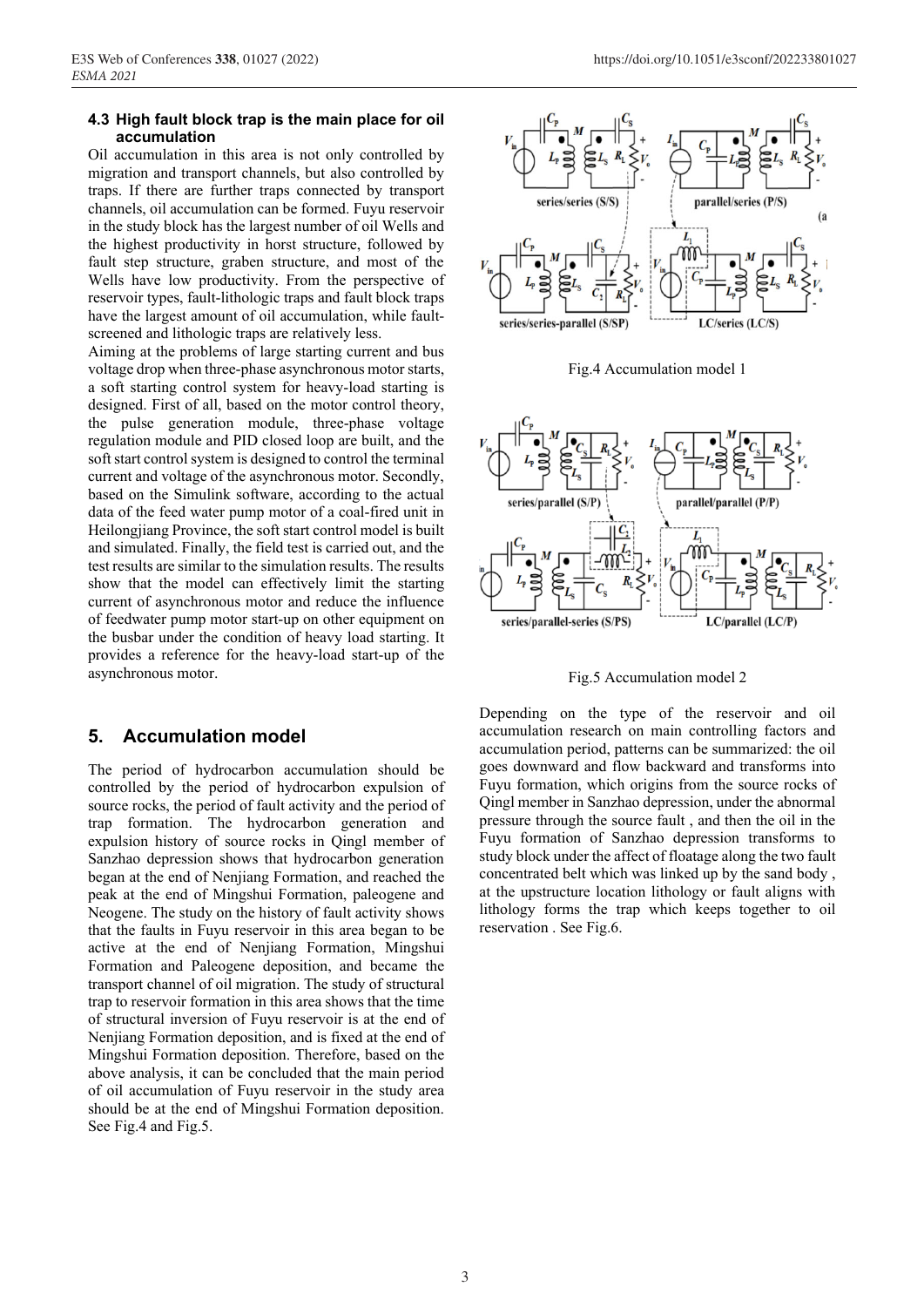### 4.3 High fault block trap is the main place for oil accumulation

Oil accumulation in this area is not only controlled by migration and transport channels, but also controlled by traps. If there are further traps connected by transport channels, oil accumulation can be formed. Fuyu reservoir in the study block has the largest number of oil Wells and the highest productivity in horst structure, followed by fault step structure, graben structure, and most of the Wells have low productivity. From the perspective of reservoir types, fault-lithologic traps and fault block traps have the largest amount of oil accumulation, while fault-screened and lithologic traps are relatively less.

Aiming at the problems of large starting current and bus voltage drop when three-phase asynchronous motor starts, a soft starting control system for heavy-load starting is designed. First of all, based on the motor control theory, the pulse generation module, three-phase voltage regulation module and PID closed loop are built, and the soft start control system is designed to control the terminal current and voltage of the asynchronous motor. Secondly, based on the Simulink software, according to the actual data of the feed water pump motor of a coal-fired unit in Heilongjiang Province, the soft start control model is built and simulated. Finally, the field test is carried out, and the test results are similar to the simulation results. The results show that the model can effectively limit the starting current of asynchronous motor and reduce the influence of feedwater pump motor start-up on other equipment on the busbar under the condition of heavy load starting. It provides a reference for the heavy-load start-up of the asynchronous motor.

## 5. Accumulation model

The period of hydrocarbon accumulation should be controlled by the period of hydrocarbon expulsion of source rocks, the period of fault activity and the period of trap formation. The hydrocarbon generation and expulsion history of source rocks in Qingl member of Sanzhao depression shows that hydrocarbon generation began at the end of Nenjiang Formation, and reached the peak at the end of Mingshui Formation, paleogene and Neogene. The study on the history of fault activity shows that the faults in Fuyu reservoir in this area began to be active at the end of Nenjiang Formation, Mingshui Formation and Paleogene deposition, and became the transport channel of oil migration. The study of structural trap to reservoir formation in this area shows that the time of structural inversion of Fuyu reservoir is at the end of Nenjiang Formation deposition, and is fixed at the end of Mingshui Formation deposition. Therefore, based on the above analysis, it can be concluded that the main period of oil accumulation of Fuyu reservoir in the study area should be at the end of Mingshui Formation deposition. See Fig.4 and Fig.5.

Fig.4 Accumulation model 1

Fig.5 Accumulation model 2

Depending on the type of the reservoir and oil accumulation research on main controlling factors and accumulation period, patterns can be summarized: the oil goes downward and flow backward and transforms into Fuyu formation, which origins from the source rocks of Qingl member in Sanzhao depression, under the abnormal pressure through the source fault , and then the oil in the Fuyu formation of Sanzhao depression transforms to study block under the affect of floatage along the two fault concentrated belt which was linked up by the sand body , at the upstructure location lithology or fault aligns with lithology forms the trap which keeps together to oil reservation . See Fig.6.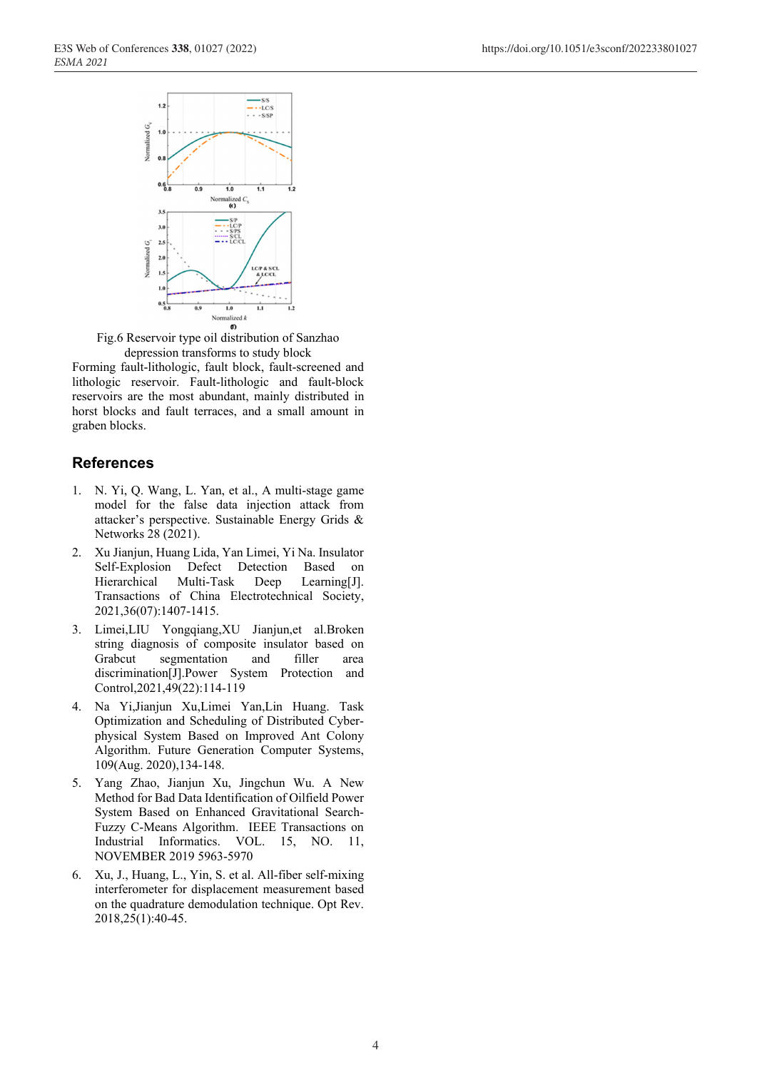Normalized $G_v$

1.2

1.0

0.8

0.6

0.8 0.9 1.0 1.1 1.2

Normalized $C_s$

(c)

S/S
LC/S
S/SP

Normalized $G_i$

3.5

3.0

2.5

2.0

1.5

1.0

0.5

0.8 0.9 1.0 1.1 1.2

Normalized $k$

(f)

S/P
LC/P
S/PS
S/CL
LC/CL

LC/P & S/CL & LC/CL

Fig.6 Reservoir type oil distribution of Sanzhao depression transforms to study block

Forming fault-lithologic, fault block, fault-screened and lithologic reservoir. Fault-lithologic and fault-block reservoirs are the most abundant, mainly distributed in horst blocks and fault terraces, and a small amount in graben blocks.

## References

1. N. Yi, Q. Wang, L. Yan, et al., A multi-stage game model for the false data injection attack from attacker's perspective. Sustainable Energy Grids & Networks 28 (2021).
2. Xu Jianjun, Huang Lida, Yan Limei, Yi Na. Insulator Self-Explosion Defect Detection Based on Hierarchical Multi-Task Deep Learning[J]. Transactions of China Electrotechnical Society, 2021,36(07):1407-1415.
3. Limei,LIU Yongqiang,XU Jianjun,et al.Broken string diagnosis of composite insulator based on Grabcut segmentation and filler area discrimination[J].Power System Protection and Control,2021,49(22):114-119
4. Na Yi,Jianjun Xu,Limei Yan,Lin Huang. Task Optimization and Scheduling of Distributed Cyber-physical System Based on Improved Ant Colony Algorithm. Future Generation Computer Systems, 109(Aug. 2020),134-148.
5. Yang Zhao, Jianjun Xu, Jingchun Wu. A New Method for Bad Data Identification of Oilfield Power System Based on Enhanced Gravitational Search-Fuzzy C-Means Algorithm. IEEE Transactions on Industrial Informatics. VOL. 15, NO. 11, NOVEMBER 2019 5963-5970
6. Xu, J., Huang, L., Yin, S. et al. All-fiber self-mixing interferometer for displacement measurement based on the quadrature demodulation technique. Opt Rev. 2018,25(1):40-45.